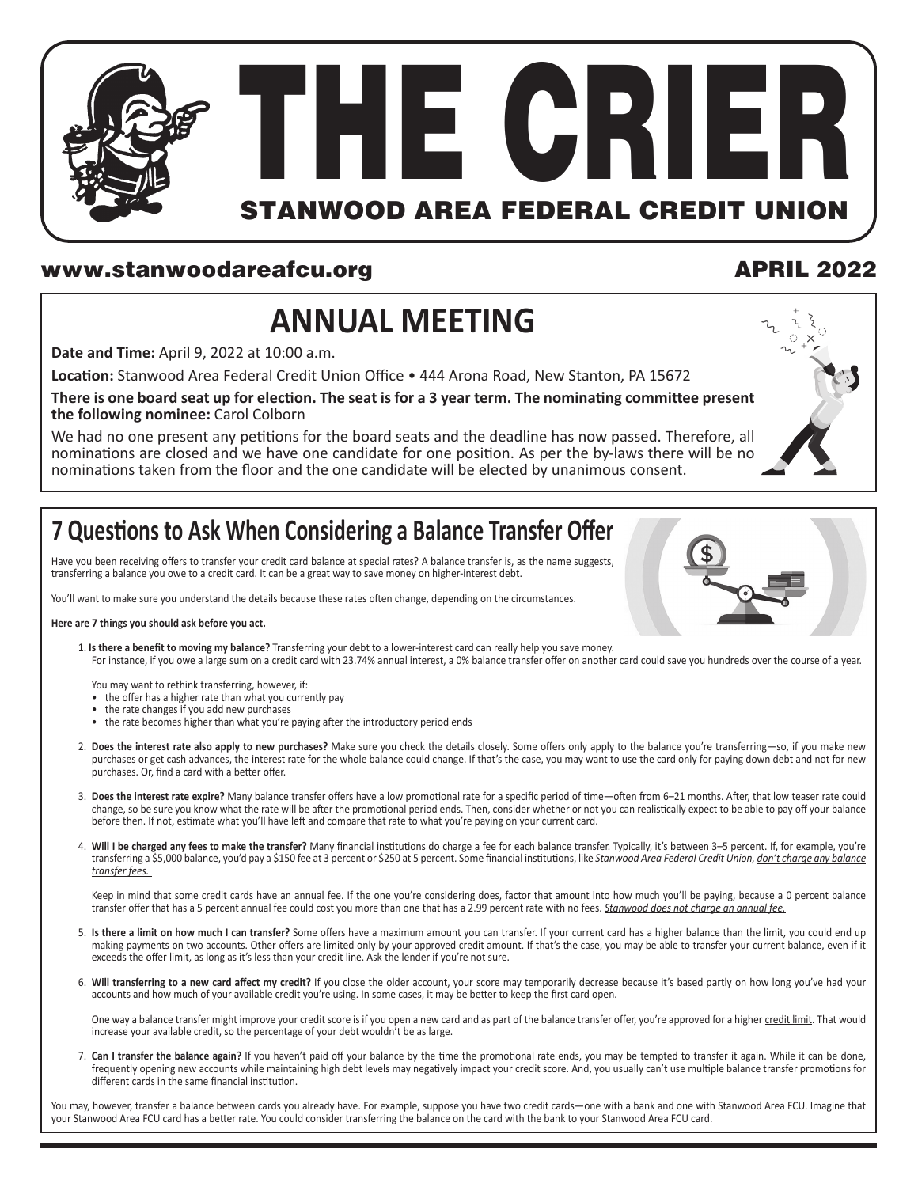# THE CRIER

## STANWOOD AREA FEDERAL CREDIT UNION

www.stanwoodareafcu.org

APRIL 2022

## ANNUAL MEETING

**Date and Time:** April 9, 2022 at 10:00 a.m.

**Location:** Stanwood Area Federal Credit Union Office • 444 Arona Road, New Stanton, PA 15672

**There is one board seat up for election. The seat is for a 3 year term. The nominating committee present the following nominee:** Carol Colborn

We had no one present any petitions for the board seats and the deadline has now passed. Therefore, all nominations are closed and we have one candidate for one position. As per the by-laws there will be no nominations taken from the floor and the one candidate will be elected by unanimous consent.

## 7 Questions to Ask When Considering a Balance Transfer Offer

Have you been receiving offers to transfer your credit card balance at special rates? A balance transfer is, as the name suggests, transferring a balance you owe to a credit card. It can be a great way to save money on higher-interest debt.

You'll want to make sure you understand the details because these rates often change, depending on the circumstances.

**Here are 7 things you should ask before you act.**

1. **Is there a benefit to moving my balance?** Transferring your debt to a lower-interest card can really help you save money. For instance, if you owe a large sum on a credit card with 23.74% annual interest, a 0% balance transfer offer on another card could save you hundreds over the course of a year.

   You may want to rethink transferring, however, if:
   - the offer has a higher rate than what you currently pay
   - the rate changes if you add new purchases
   - the rate becomes higher than what you're paying after the introductory period ends

2. **Does the interest rate also apply to new purchases?** Make sure you check the details closely. Some offers only apply to the balance you're transferring—so, if you make new purchases or get cash advances, the interest rate for the whole balance could change. If that's the case, you may want to use the card only for paying down debt and not for new purchases. Or, find a card with a better offer.

3. **Does the interest rate expire?** Many balance transfer offers have a low promotional rate for a specific period of time—often from 6–21 months. After, that low teaser rate could change, so be sure you know what the rate will be after the promotional period ends. Then, consider whether or not you can realistically expect to be able to pay off your balance before then. If not, estimate what you'll have left and compare that rate to what you're paying on your current card.

4. **Will I be charged any fees to make the transfer?** Many financial institutions do charge a fee for each balance transfer. Typically, it's between 3–5 percent. If, for example, you're transferring a $5,000 balance, you'd pay a $150 fee at 3 percent or $250 at 5 percent. Some financial institutions, like *Stanwood Area Federal Credit Union, don't charge any balance transfer fees.*

   Keep in mind that some credit cards have an annual fee. If the one you're considering does, factor that amount into how much you'll be paying, because a 0 percent balance transfer offer that has a 5 percent annual fee could cost you more than one that has a 2.99 percent rate with no fees. *Stanwood does not charge an annual fee.*

5. **Is there a limit on how much I can transfer?** Some offers have a maximum amount you can transfer. If your current card has a higher balance than the limit, you could end up making payments on two accounts. Other offers are limited only by your approved credit amount. If that's the case, you may be able to transfer your current balance, even if it exceeds the offer limit, as long as it's less than your credit line. Ask the lender if you're not sure.

6. **Will transferring to a new card affect my credit?** If you close the older account, your score may temporarily decrease because it's based partly on how long you've had your accounts and how much of your available credit you're using. In some cases, it may be better to keep the first card open.

   One way a balance transfer might improve your credit score is if you open a new card and as part of the balance transfer offer, you're approved for a higher credit limit. That would increase your available credit, so the percentage of your debt wouldn't be as large.

7. **Can I transfer the balance again?** If you haven't paid off your balance by the time the promotional rate ends, you may be tempted to transfer it again. While it can be done, frequently opening new accounts while maintaining high debt levels may negatively impact your credit score. And, you usually can't use multiple balance transfer promotions for different cards in the same financial institution.

You may, however, transfer a balance between cards you already have. For example, suppose you have two credit cards—one with a bank and one with Stanwood Area FCU. Imagine that your Stanwood Area FCU card has a better rate. You could consider transferring the balance on the card with the bank to your Stanwood Area FCU card.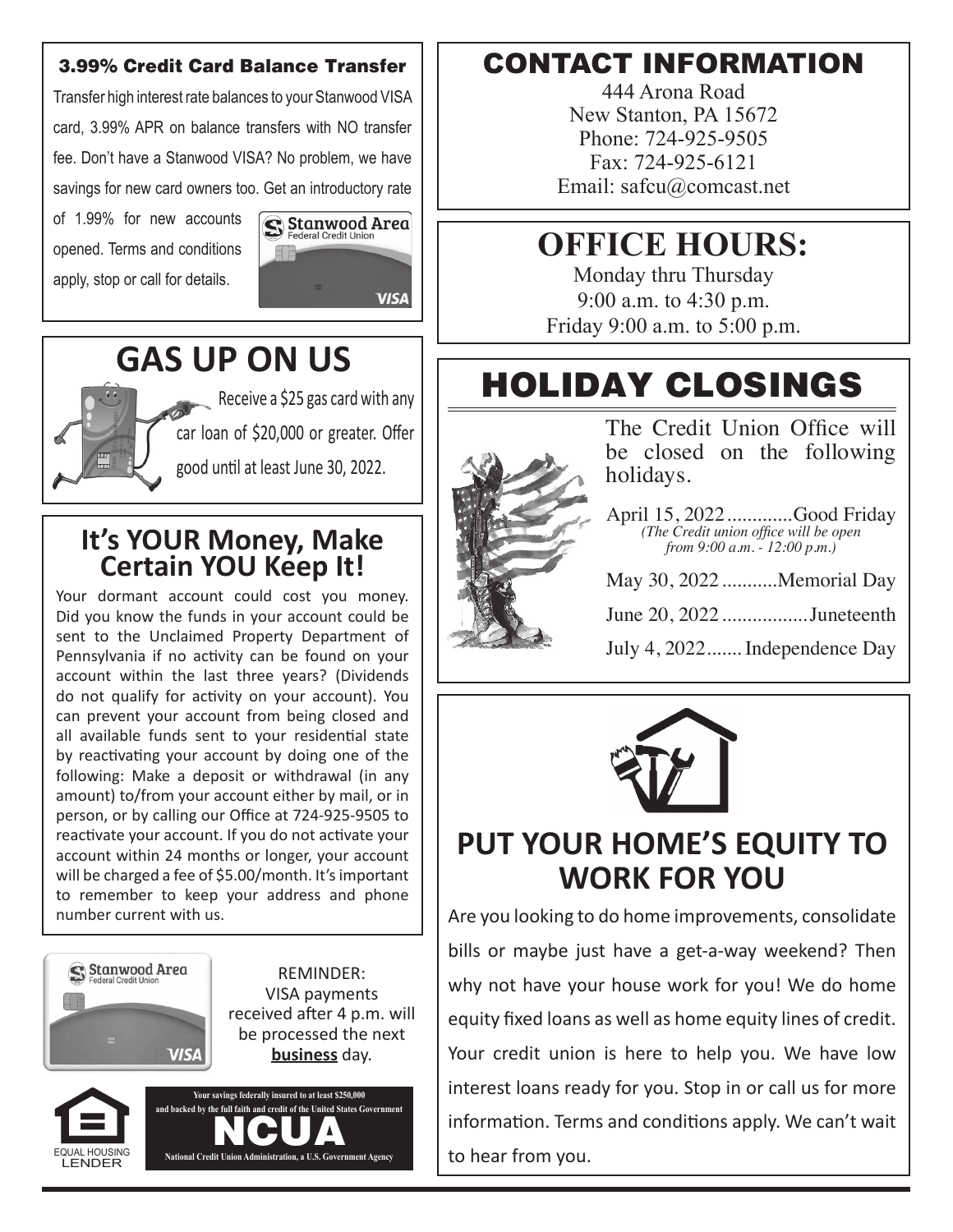## 3.99% Credit Card Balance Transfer

Transfer high interest rate balances to your Stanwood VISA card, 3.99% APR on balance transfers with NO transfer fee. Don't have a Stanwood VISA? No problem, we have savings for new card owners too. Get an introductory rate of 1.99% for new accounts opened. Terms and conditions apply, stop or call for details.

# GAS UP ON US

Receive a $25 gas card with any car loan of $20,000 or greater. Offer good until at least June 30, 2022.

## It's YOUR Money, Make Certain YOU Keep It!

Your dormant account could cost you money. Did you know the funds in your account could be sent to the Unclaimed Property Department of Pennsylvania if no activity can be found on your account within the last three years? (Dividends do not qualify for activity on your account). You can prevent your account from being closed and all available funds sent to your residential state by reactivating your account by doing one of the following: Make a deposit or withdrawal (in any amount) to/from your account either by mail, or in person, or by calling our Office at 724-925-9505 to reactivate your account. If you do not activate your account within 24 months or longer, your account will be charged a fee of $5.00/month. It's important to remember to keep your address and phone number current with us.

REMINDER:
VISA payments received after 4 p.m. will be processed the next **business** day.

EQUAL HOUSING LENDER

Your savings federally insured to at least $250,000 and backed by the full faith and credit of the United States Government
NCUA
National Credit Union Administration, a U.S. Government Agency

# CONTACT INFORMATION

444 Arona Road
New Stanton, PA 15672
Phone: 724-925-9505
Fax: 724-925-6121
Email: safcu@comcast.net

# OFFICE HOURS:

Monday thru Thursday
9:00 a.m. to 4:30 p.m.
Friday 9:00 a.m. to 5:00 p.m.

# HOLIDAY CLOSINGS

The Credit Union Office will be closed on the following holidays.

April 15, 2022 .............Good Friday
*(The Credit union office will be open from 9:00 a.m. - 12:00 p.m.)*

May 30, 2022 ...........Memorial Day

June 20, 2022 .................Juneteenth

July 4, 2022....... Independence Day

## PUT YOUR HOME'S EQUITY TO WORK FOR YOU

Are you looking to do home improvements, consolidate bills or maybe just have a get-a-way weekend? Then why not have your house work for you! We do home equity fixed loans as well as home equity lines of credit. Your credit union is here to help you. We have low interest loans ready for you. Stop in or call us for more information. Terms and conditions apply. We can't wait to hear from you.